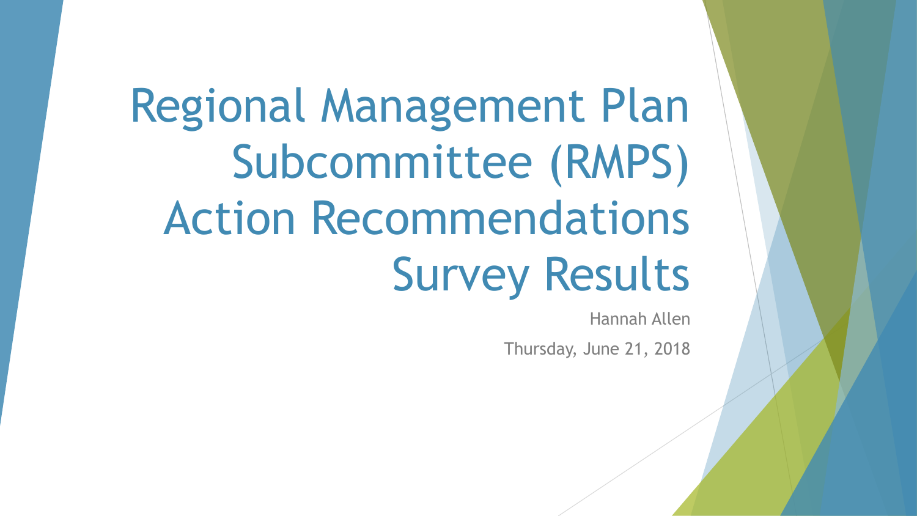# Regional Management Plan Subcommittee (RMPS) Action Recommendations Survey Results

Hannah Allen

Thursday, June 21, 2018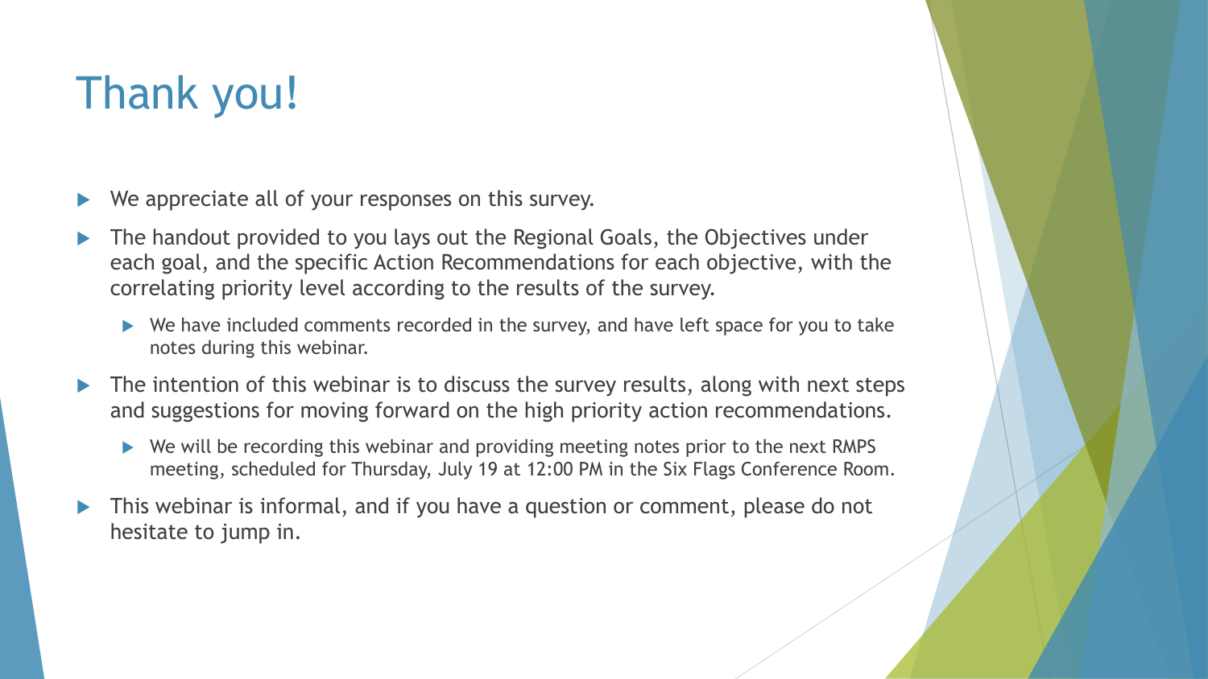# Thank you!

- We appreciate all of your responses on this survey.
- The handout provided to you lays out the Regional Goals, the Objectives under each goal, and the specific Action Recommendations for each objective, with the correlating priority level according to the results of the survey.
  - We have included comments recorded in the survey, and have left space for you to take notes during this webinar.
- The intention of this webinar is to discuss the survey results, along with next steps and suggestions for moving forward on the high priority action recommendations.
  - We will be recording this webinar and providing meeting notes prior to the next RMPS meeting, scheduled for Thursday, July 19 at 12:00 PM in the Six Flags Conference Room.
- This webinar is informal, and if you have a question or comment, please do not hesitate to jump in.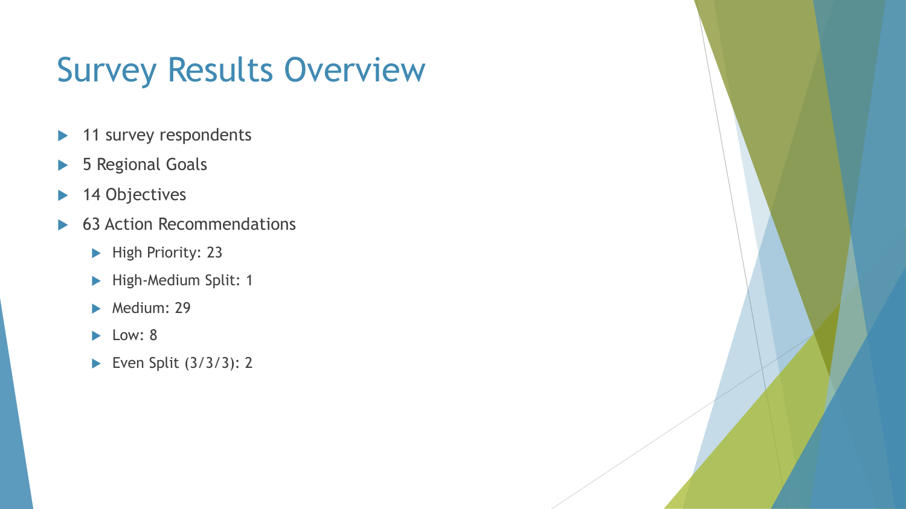# Survey Results Overview

- 11 survey respondents
- 5 Regional Goals
- 14 Objectives
- 63 Action Recommendations
  - High Priority: 23
  - High-Medium Split: 1
  - Medium: 29
  - Low: 8
  - Even Split (3/3/3): 2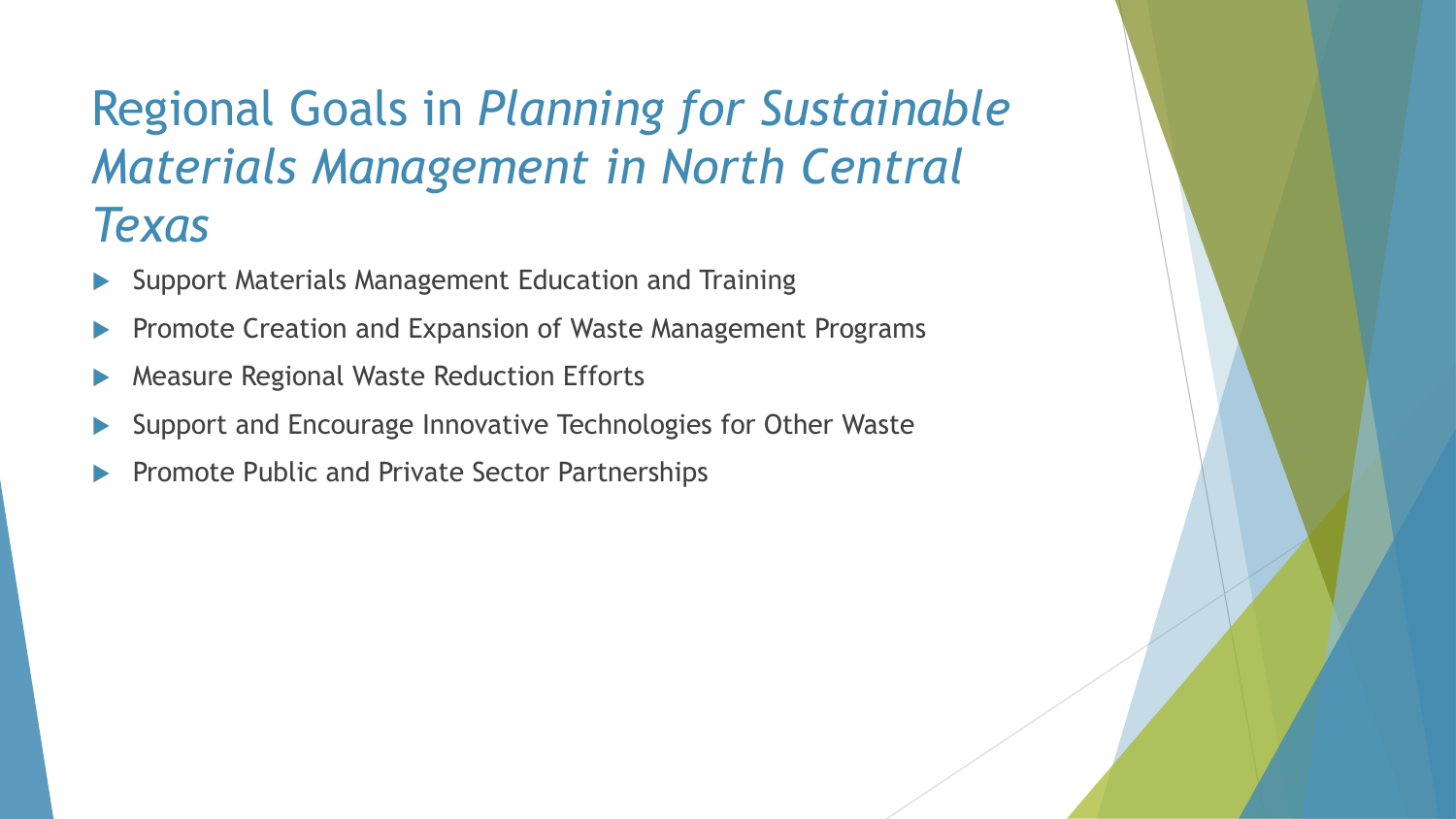# Regional Goals in *Planning for Sustainable Materials Management in North Central Texas*

- Support Materials Management Education and Training
- Promote Creation and Expansion of Waste Management Programs
- Measure Regional Waste Reduction Efforts
- Support and Encourage Innovative Technologies for Other Waste
- Promote Public and Private Sector Partnerships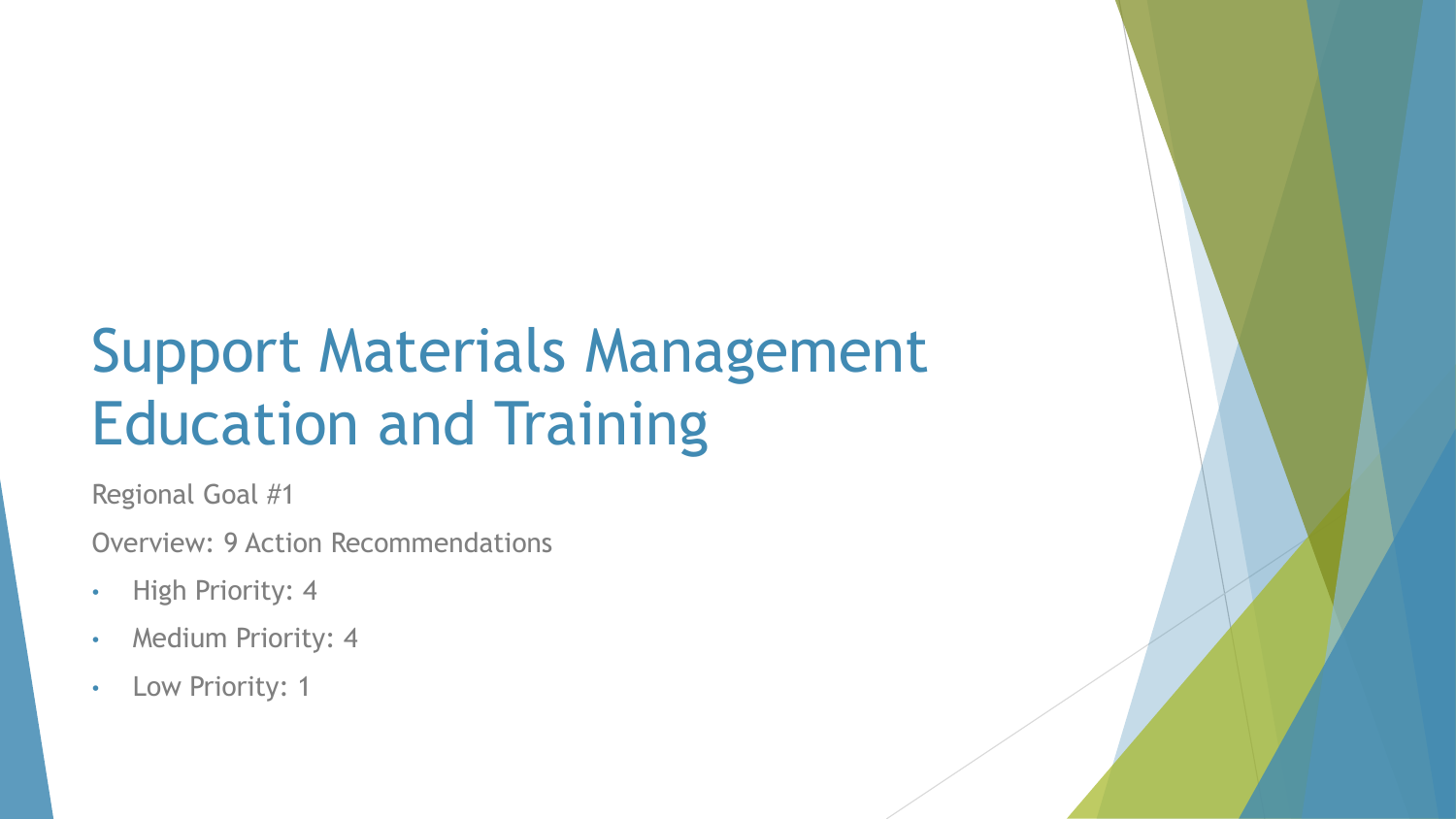# Support Materials Management Education and Training

Regional Goal #1

Overview: 9 Action Recommendations

- High Priority: 4
- Medium Priority: 4
- Low Priority: 1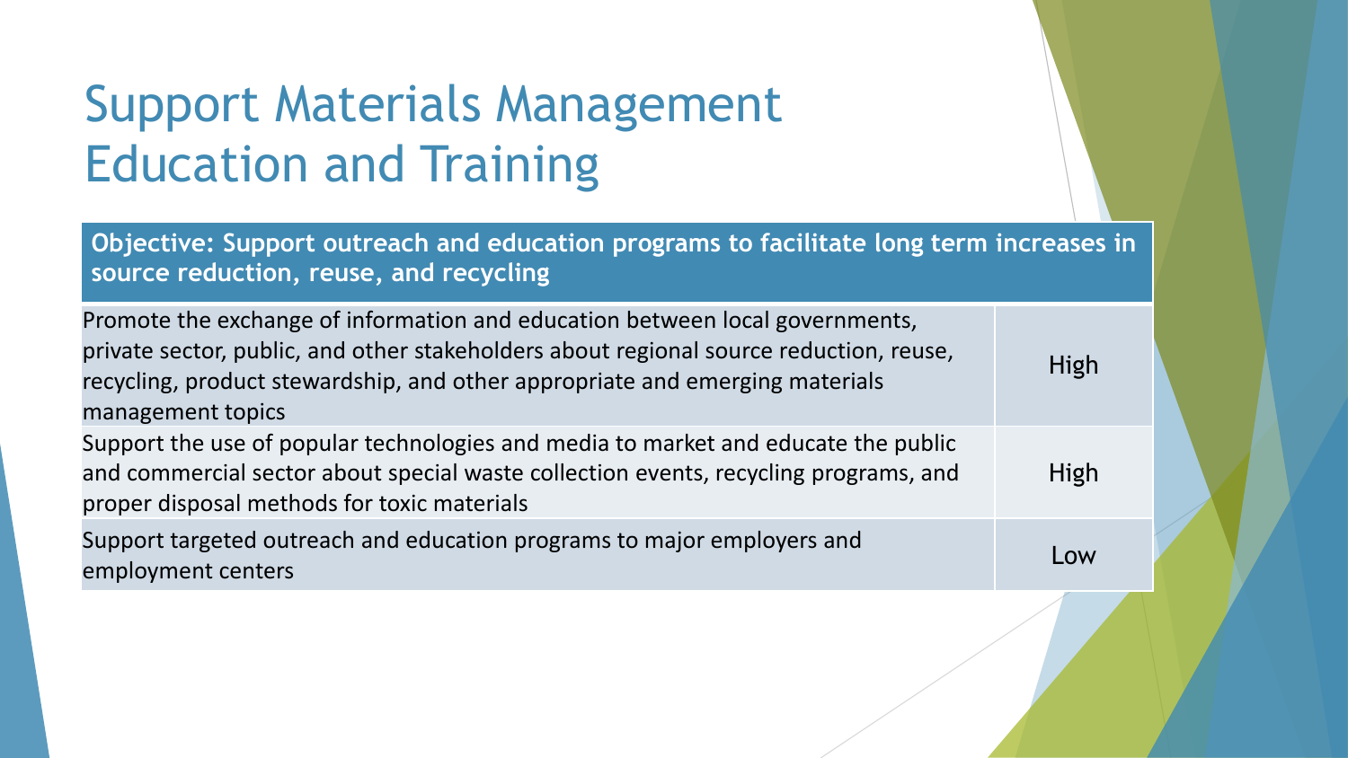# Support Materials Management Education and Training

| Objective: Support outreach and education programs to facilitate long term increases in source reduction, reuse, and recycling | |
|---|---|
| Promote the exchange of information and education between local governments, private sector, public, and other stakeholders about regional source reduction, reuse, recycling, product stewardship, and other appropriate and emerging materials management topics | High |
| Support the use of popular technologies and media to market and educate the public and commercial sector about special waste collection events, recycling programs, and proper disposal methods for toxic materials | High |
| Support targeted outreach and education programs to major employers and employment centers | Low |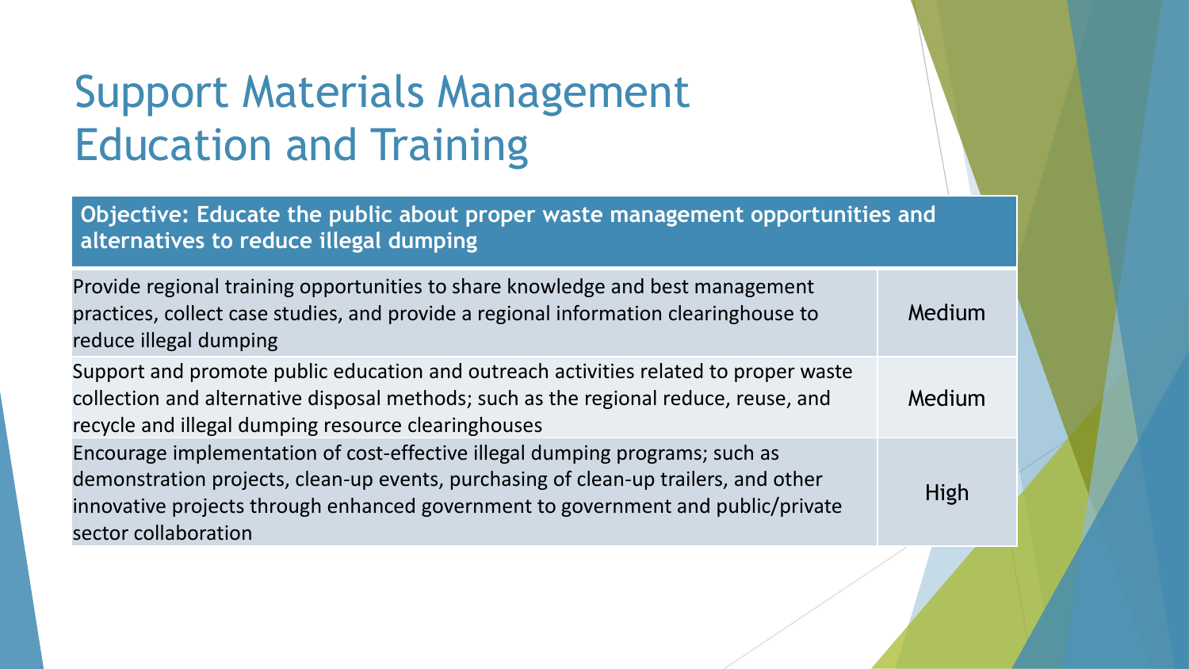# Support Materials Management Education and Training

| Objective: Educate the public about proper waste management opportunities and alternatives to reduce illegal dumping | |
|---|---|
| Provide regional training opportunities to share knowledge and best management practices, collect case studies, and provide a regional information clearinghouse to reduce illegal dumping | Medium |
| Support and promote public education and outreach activities related to proper waste collection and alternative disposal methods; such as the regional reduce, reuse, and recycle and illegal dumping resource clearinghouses | Medium |
| Encourage implementation of cost-effective illegal dumping programs; such as demonstration projects, clean-up events, purchasing of clean-up trailers, and other innovative projects through enhanced government to government and public/private sector collaboration | High |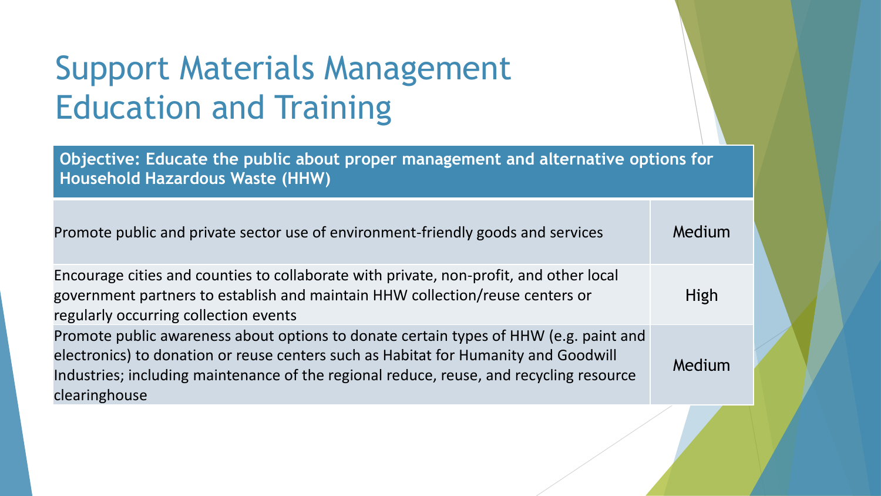# Support Materials Management Education and Training

| Objective: Educate the public about proper management and alternative options for Household Hazardous Waste (HHW) | |
|---|---|
| Promote public and private sector use of environment-friendly goods and services | Medium |
| Encourage cities and counties to collaborate with private, non-profit, and other local government partners to establish and maintain HHW collection/reuse centers or regularly occurring collection events | High |
| Promote public awareness about options to donate certain types of HHW (e.g. paint and electronics) to donation or reuse centers such as Habitat for Humanity and Goodwill Industries; including maintenance of the regional reduce, reuse, and recycling resource clearinghouse | Medium |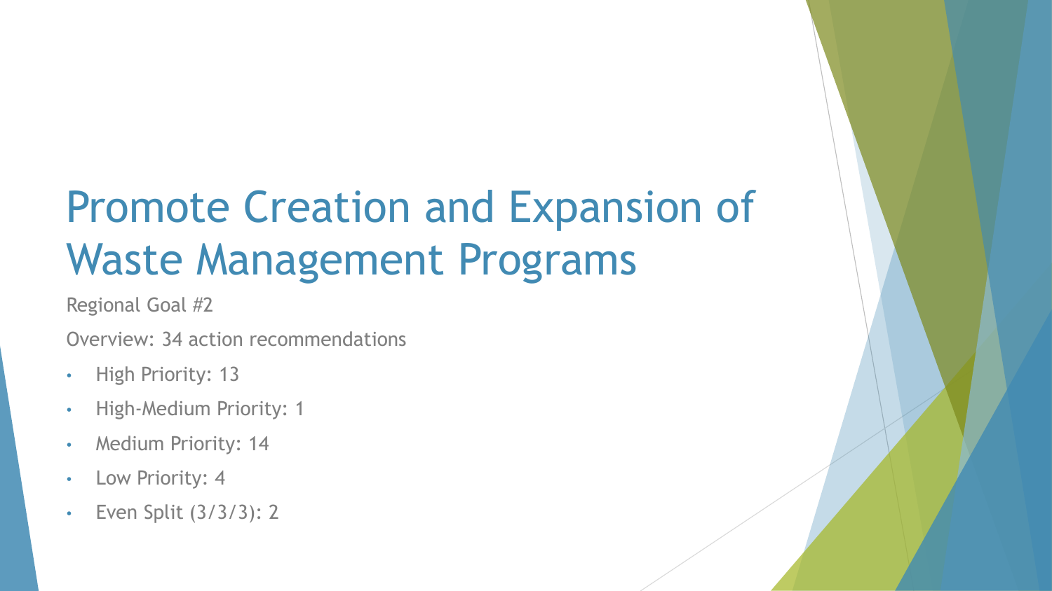# Promote Creation and Expansion of Waste Management Programs

Regional Goal #2

Overview: 34 action recommendations

- High Priority: 13
- High-Medium Priority: 1
- Medium Priority: 14
- Low Priority: 4
- Even Split (3/3/3): 2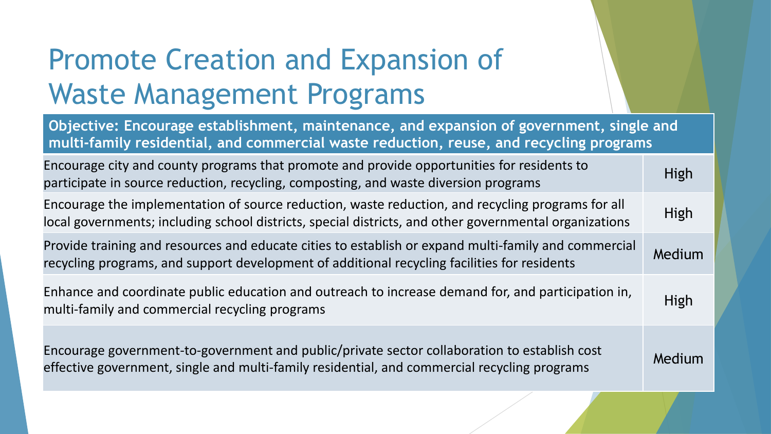# Promote Creation and Expansion of Waste Management Programs

| Objective: Encourage establishment, maintenance, and expansion of government, single and multi-family residential, and commercial waste reduction, reuse, and recycling programs | |
|---|---|
| Encourage city and county programs that promote and provide opportunities for residents to participate in source reduction, recycling, composting, and waste diversion programs | High |
| Encourage the implementation of source reduction, waste reduction, and recycling programs for all local governments; including school districts, special districts, and other governmental organizations | High |
| Provide training and resources and educate cities to establish or expand multi-family and commercial recycling programs, and support development of additional recycling facilities for residents | Medium |
| Enhance and coordinate public education and outreach to increase demand for, and participation in, multi-family and commercial recycling programs | High |
| Encourage government-to-government and public/private sector collaboration to establish cost effective government, single and multi-family residential, and commercial recycling programs | Medium |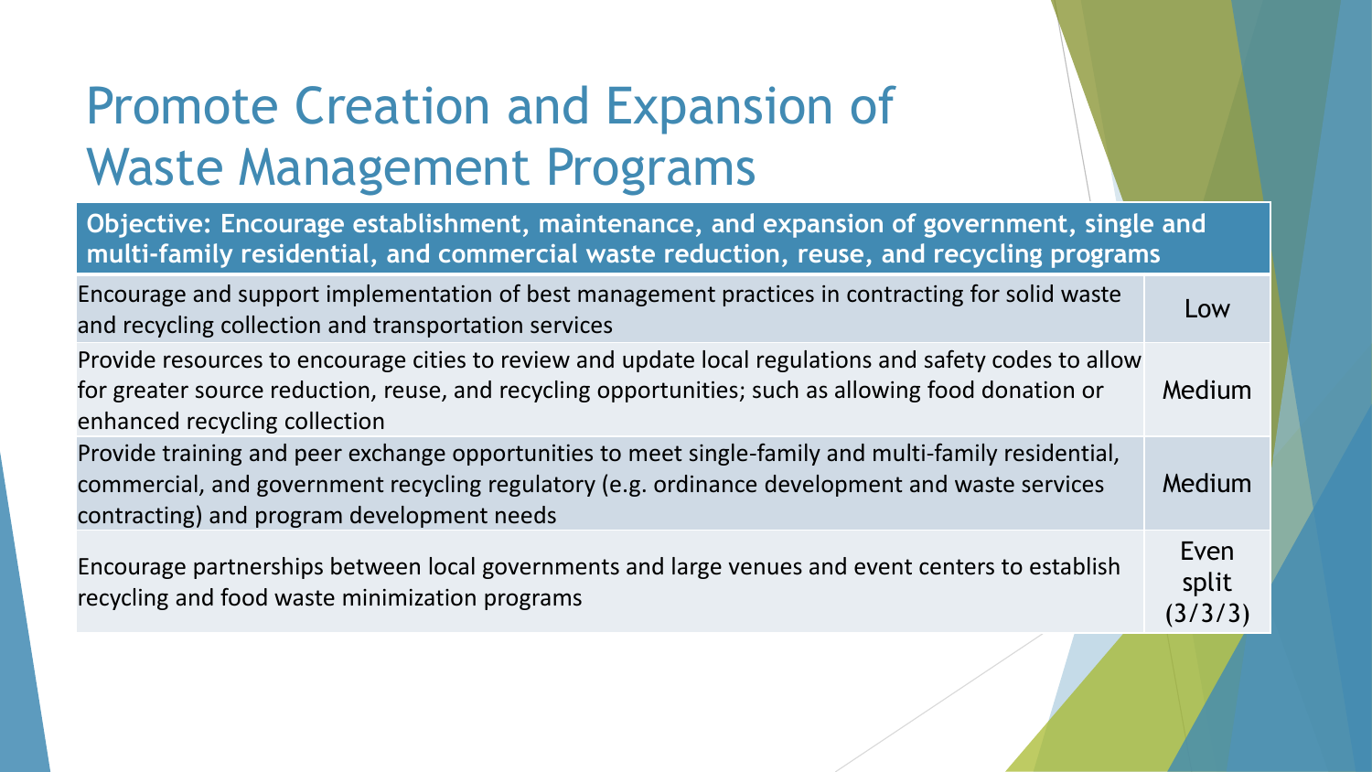# Promote Creation and Expansion of Waste Management Programs

| Objective: Encourage establishment, maintenance, and expansion of government, single and multi-family residential, and commercial waste reduction, reuse, and recycling programs | |
|---|---|
| Encourage and support implementation of best management practices in contracting for solid waste and recycling collection and transportation services | Low |
| Provide resources to encourage cities to review and update local regulations and safety codes to allow for greater source reduction, reuse, and recycling opportunities; such as allowing food donation or enhanced recycling collection | Medium |
| Provide training and peer exchange opportunities to meet single-family and multi-family residential, commercial, and government recycling regulatory (e.g. ordinance development and waste services contracting) and program development needs | Medium |
| Encourage partnerships between local governments and large venues and event centers to establish recycling and food waste minimization programs | Even split (3/3/3) |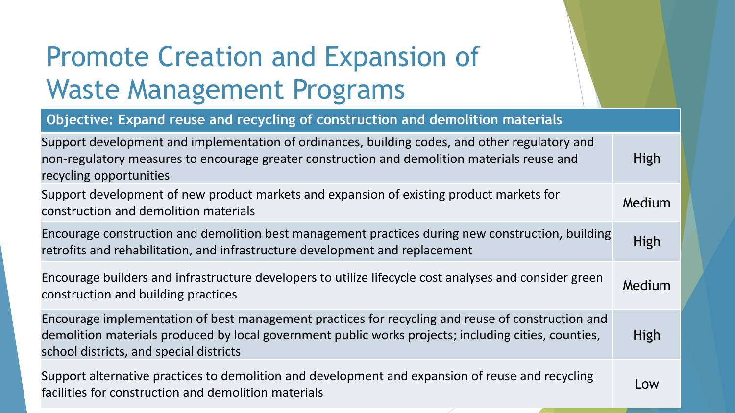# Promote Creation and Expansion of Waste Management Programs

| Objective: Expand reuse and recycling of construction and demolition materials | |
| --- | --- |
| Support development and implementation of ordinances, building codes, and other regulatory and non-regulatory measures to encourage greater construction and demolition materials reuse and recycling opportunities | High |
| Support development of new product markets and expansion of existing product markets for construction and demolition materials | Medium |
| Encourage construction and demolition best management practices during new construction, building retrofits and rehabilitation, and infrastructure development and replacement | High |
| Encourage builders and infrastructure developers to utilize lifecycle cost analyses and consider green construction and building practices | Medium |
| Encourage implementation of best management practices for recycling and reuse of construction and demolition materials produced by local government public works projects; including cities, counties, school districts, and special districts | High |
| Support alternative practices to demolition and development and expansion of reuse and recycling facilities for construction and demolition materials | Low |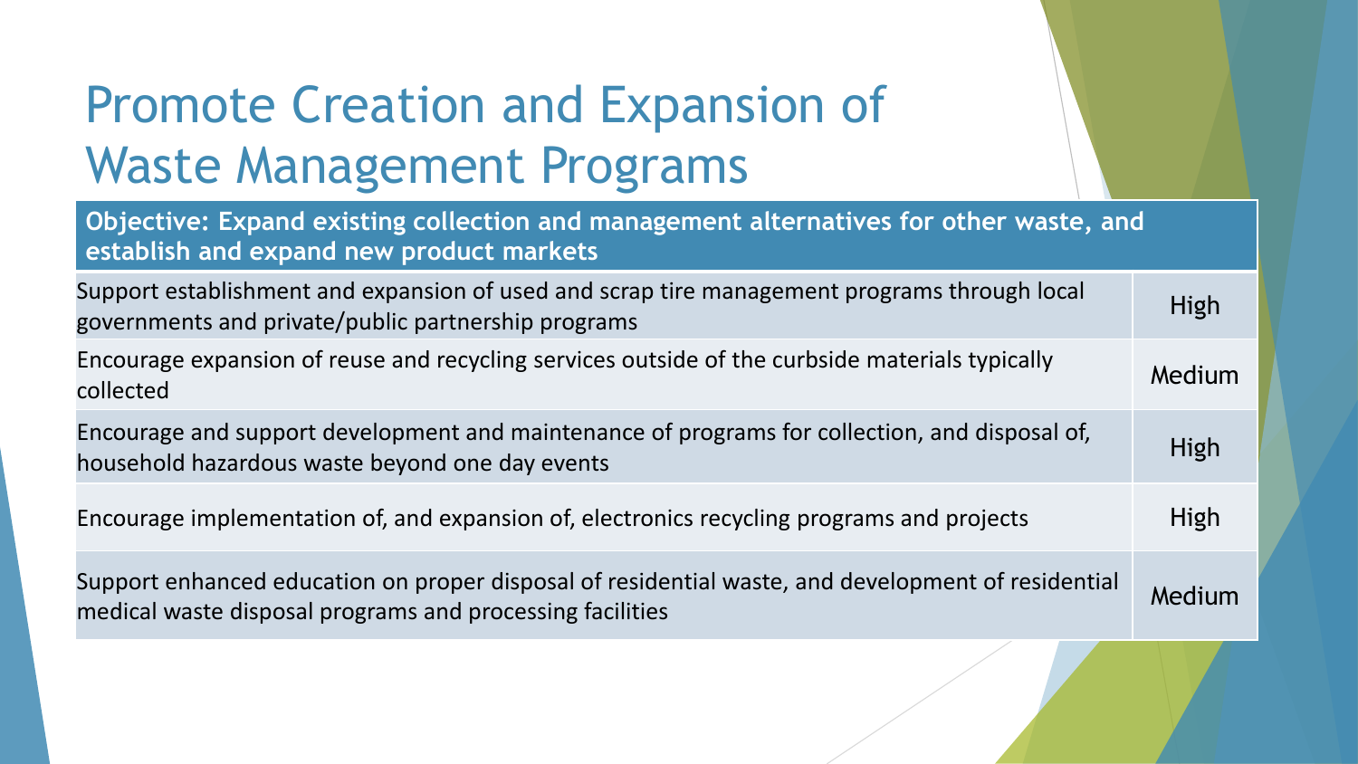# Promote Creation and Expansion of Waste Management Programs

| Objective: Expand existing collection and management alternatives for other waste, and establish and expand new product markets | |
|---|---|
| Support establishment and expansion of used and scrap tire management programs through local governments and private/public partnership programs | High |
| Encourage expansion of reuse and recycling services outside of the curbside materials typically collected | Medium |
| Encourage and support development and maintenance of programs for collection, and disposal of, household hazardous waste beyond one day events | High |
| Encourage implementation of, and expansion of, electronics recycling programs and projects | High |
| Support enhanced education on proper disposal of residential waste, and development of residential medical waste disposal programs and processing facilities | Medium |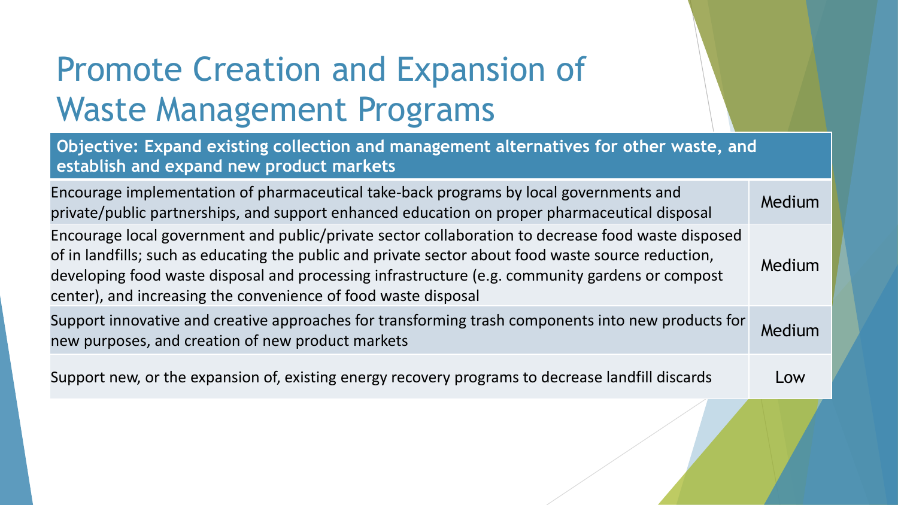# Promote Creation and Expansion of Waste Management Programs

| Objective: Expand existing collection and management alternatives for other waste, and establish and expand new product markets | |
|---|---|
| Encourage implementation of pharmaceutical take-back programs by local governments and private/public partnerships, and support enhanced education on proper pharmaceutical disposal | Medium |
| Encourage local government and public/private sector collaboration to decrease food waste disposed of in landfills; such as educating the public and private sector about food waste source reduction, developing food waste disposal and processing infrastructure (e.g. community gardens or compost center), and increasing the convenience of food waste disposal | Medium |
| Support innovative and creative approaches for transforming trash components into new products for new purposes, and creation of new product markets | Medium |
| Support new, or the expansion of, existing energy recovery programs to decrease landfill discards | Low |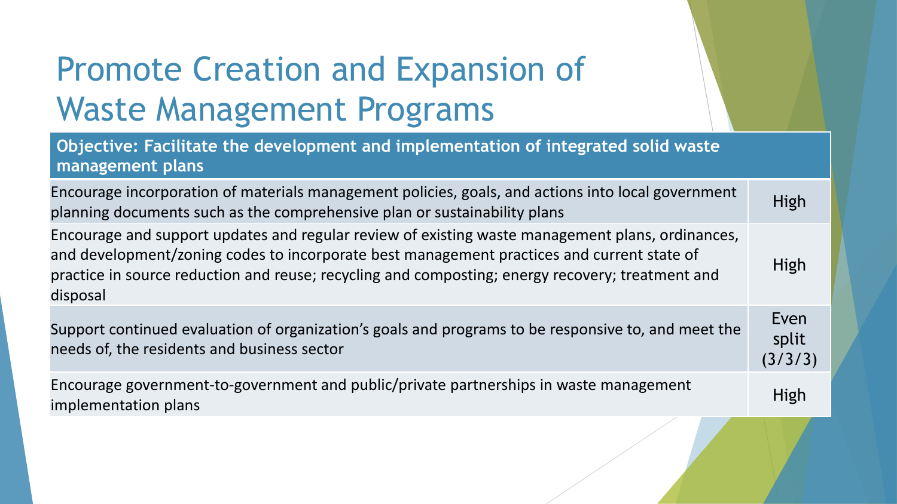# Promote Creation and Expansion of Waste Management Programs

| Objective: Facilitate the development and implementation of integrated solid waste management plans | |
|---|---|
| Encourage incorporation of materials management policies, goals, and actions into local government planning documents such as the comprehensive plan or sustainability plans | High |
| Encourage and support updates and regular review of existing waste management plans, ordinances, and development/zoning codes to incorporate best management practices and current state of practice in source reduction and reuse; recycling and composting; energy recovery; treatment and disposal | High |
| Support continued evaluation of organization's goals and programs to be responsive to, and meet the needs of, the residents and business sector | Even split (3/3/3) |
| Encourage government-to-government and public/private partnerships in waste management implementation plans | High |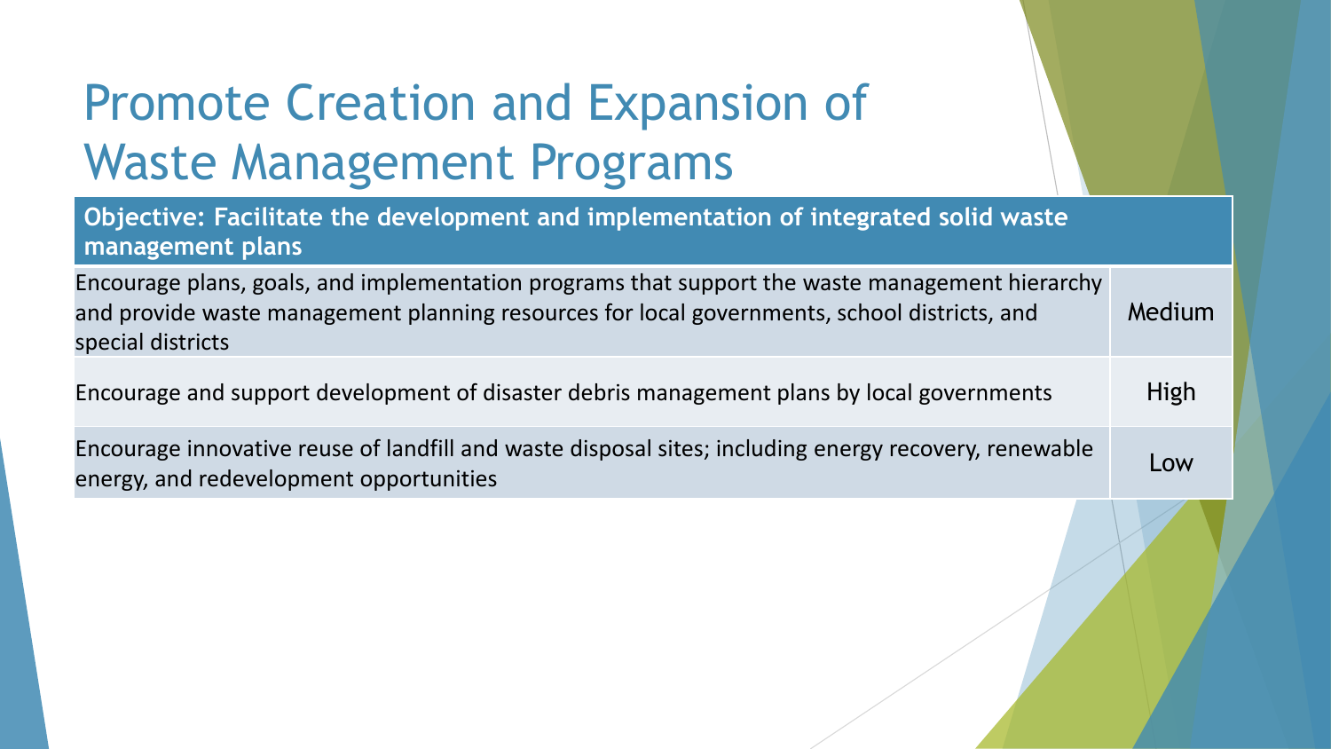# Promote Creation and Expansion of Waste Management Programs

| Objective: Facilitate the development and implementation of integrated solid waste management plans | |
|---|---|
| Encourage plans, goals, and implementation programs that support the waste management hierarchy and provide waste management planning resources for local governments, school districts, and special districts | Medium |
| Encourage and support development of disaster debris management plans by local governments | High |
| Encourage innovative reuse of landfill and waste disposal sites; including energy recovery, renewable energy, and redevelopment opportunities | Low |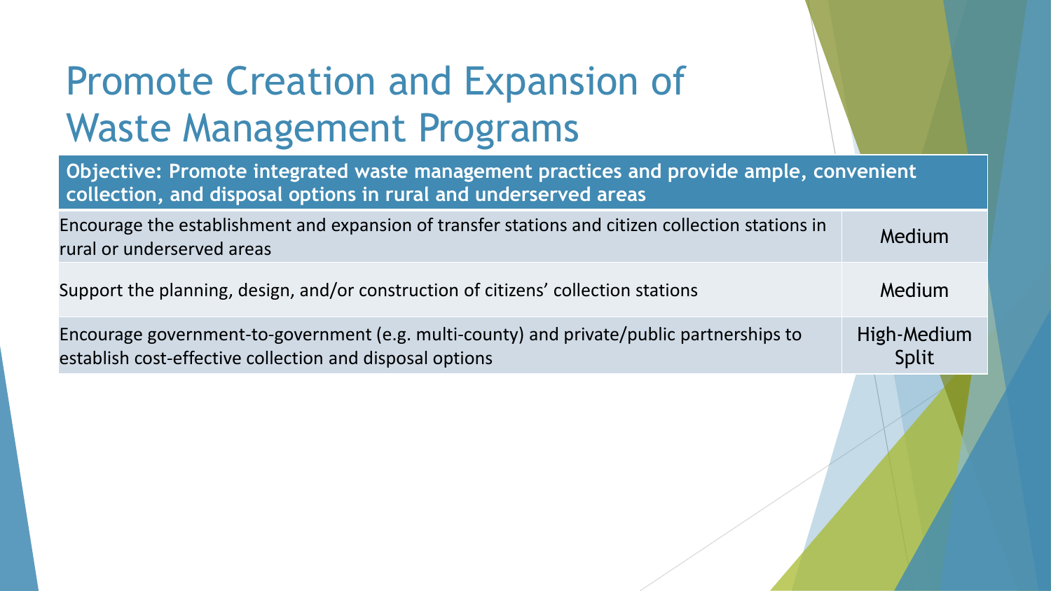# Promote Creation and Expansion of Waste Management Programs

| Objective: Promote integrated waste management practices and provide ample, convenient collection, and disposal options in rural and underserved areas | |
|---|---|
| Encourage the establishment and expansion of transfer stations and citizen collection stations in rural or underserved areas | Medium |
| Support the planning, design, and/or construction of citizens' collection stations | Medium |
| Encourage government-to-government (e.g. multi-county) and private/public partnerships to establish cost-effective collection and disposal options | High-Medium Split |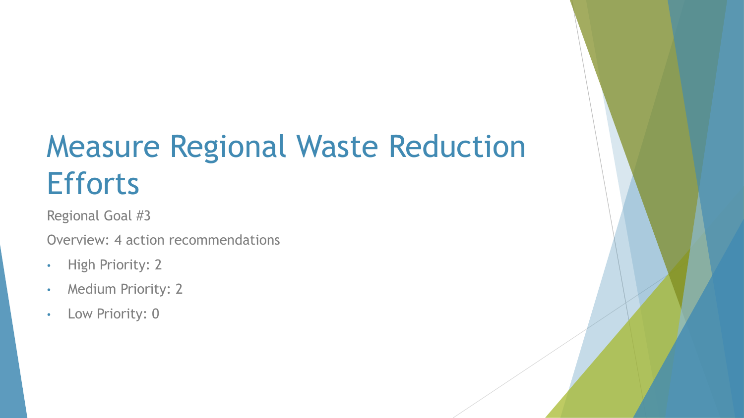# Measure Regional Waste Reduction Efforts

Regional Goal #3

Overview: 4 action recommendations

- High Priority: 2
- Medium Priority: 2
- Low Priority: 0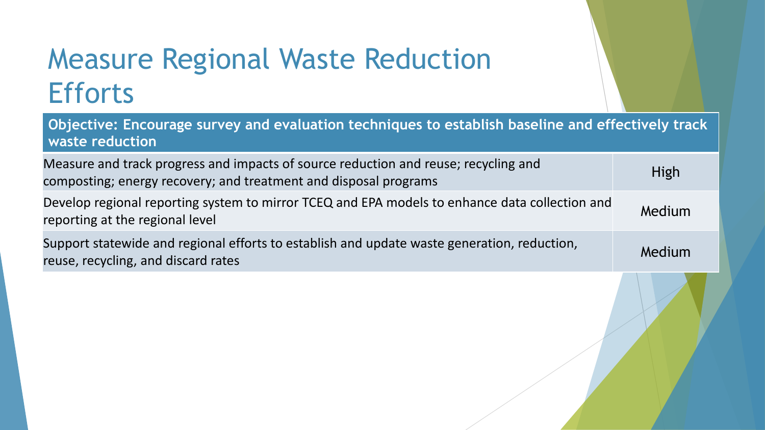# Measure Regional Waste Reduction Efforts

| **Objective: Encourage survey and evaluation techniques to establish baseline and effectively track waste reduction** | |
|---|---|
| Measure and track progress and impacts of source reduction and reuse; recycling and composting; energy recovery; and treatment and disposal programs | High |
| Develop regional reporting system to mirror TCEQ and EPA models to enhance data collection and reporting at the regional level | Medium |
| Support statewide and regional efforts to establish and update waste generation, reduction, reuse, recycling, and discard rates | Medium |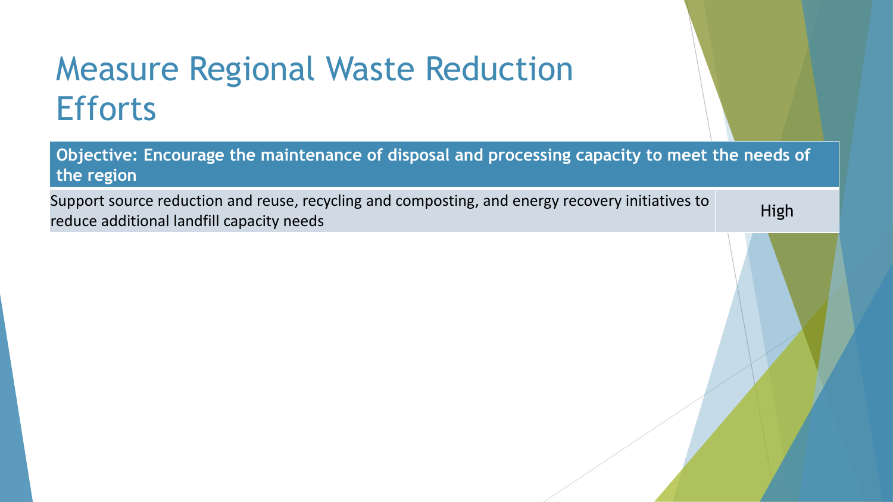# Measure Regional Waste Reduction Efforts

| Objective: Encourage the maintenance of disposal and processing capacity to meet the needs of the region | |
|---|---|
| Support source reduction and reuse, recycling and composting, and energy recovery initiatives to reduce additional landfill capacity needs | High |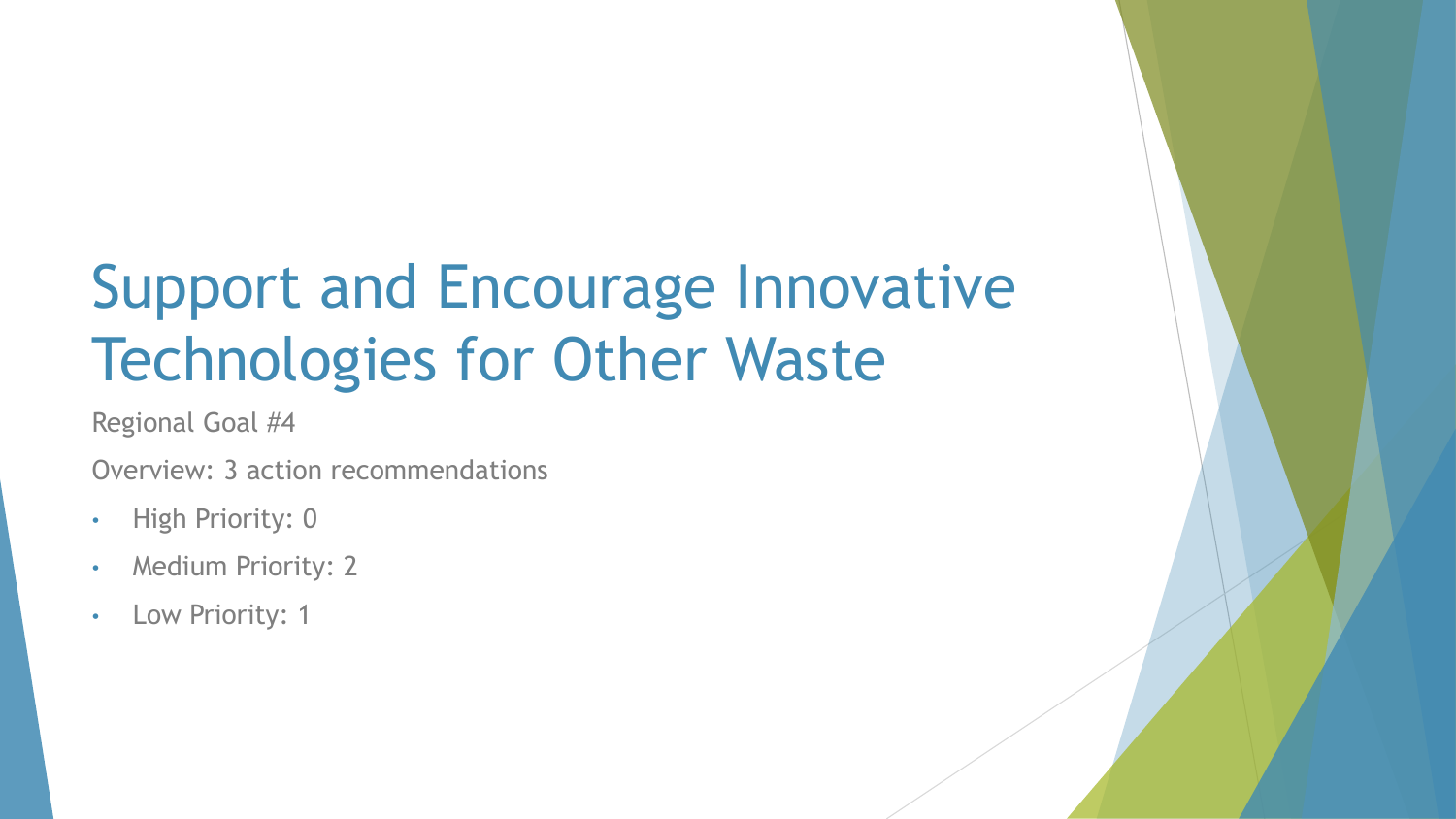# Support and Encourage Innovative Technologies for Other Waste

Regional Goal #4

Overview: 3 action recommendations

- High Priority: 0
- Medium Priority: 2
- Low Priority: 1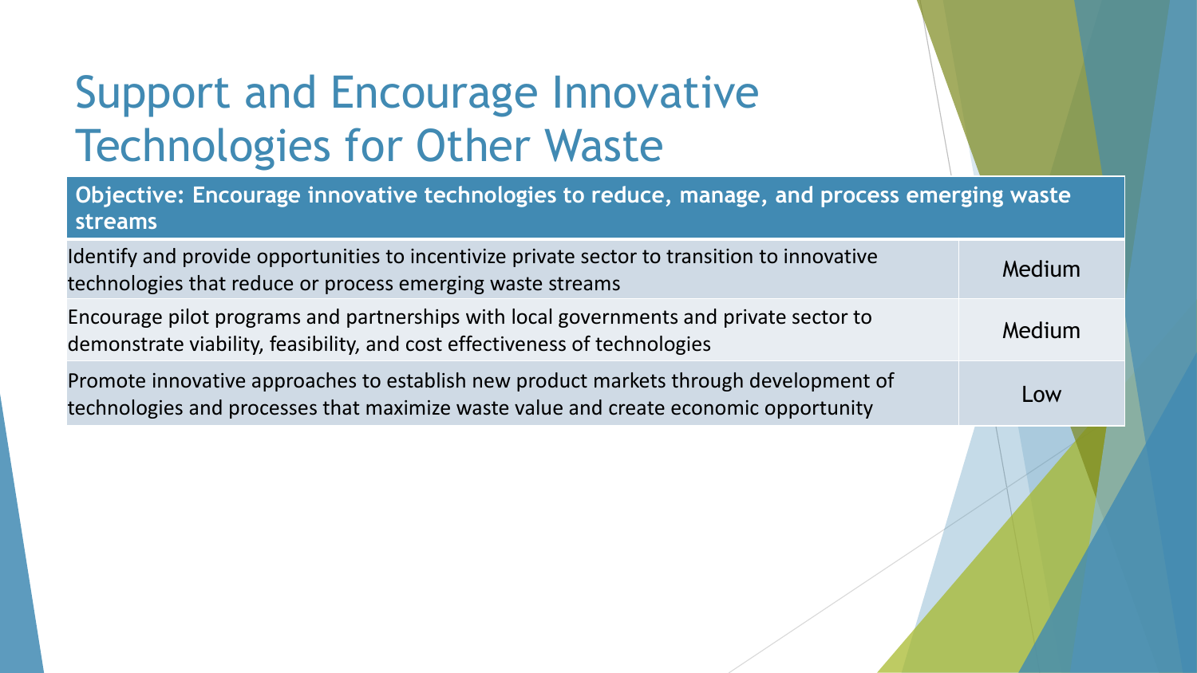# Support and Encourage Innovative Technologies for Other Waste

| Objective: Encourage innovative technologies to reduce, manage, and process emerging waste streams | |
|---|---|
| Identify and provide opportunities to incentivize private sector to transition to innovative technologies that reduce or process emerging waste streams | Medium |
| Encourage pilot programs and partnerships with local governments and private sector to demonstrate viability, feasibility, and cost effectiveness of technologies | Medium |
| Promote innovative approaches to establish new product markets through development of technologies and processes that maximize waste value and create economic opportunity | Low |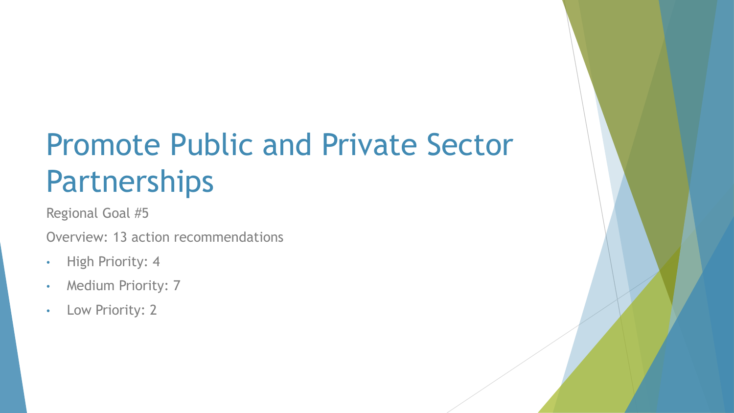# Promote Public and Private Sector Partnerships

Regional Goal #5

Overview: 13 action recommendations

- High Priority: 4
- Medium Priority: 7
- Low Priority: 2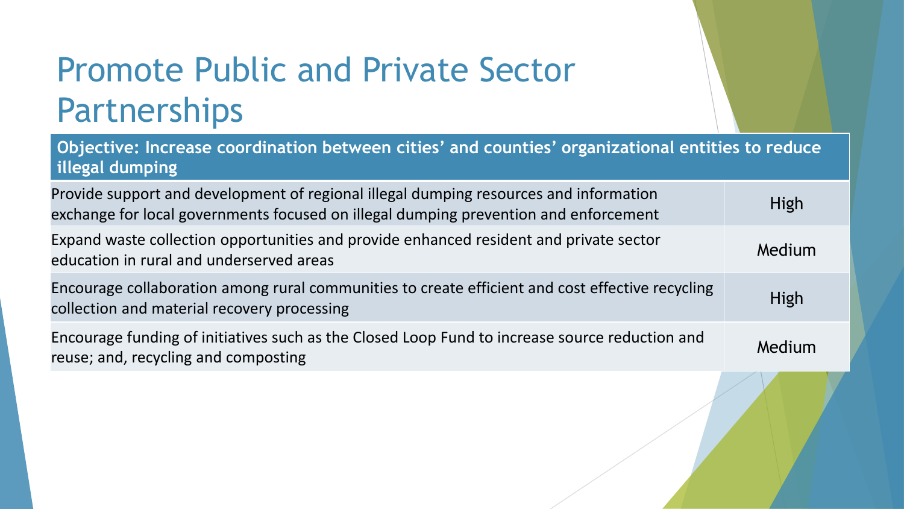# Promote Public and Private Sector Partnerships

| Objective: Increase coordination between cities' and counties' organizational entities to reduce illegal dumping | |
|---|---|
| Provide support and development of regional illegal dumping resources and information exchange for local governments focused on illegal dumping prevention and enforcement | High |
| Expand waste collection opportunities and provide enhanced resident and private sector education in rural and underserved areas | Medium |
| Encourage collaboration among rural communities to create efficient and cost effective recycling collection and material recovery processing | High |
| Encourage funding of initiatives such as the Closed Loop Fund to increase source reduction and reuse; and, recycling and composting | Medium |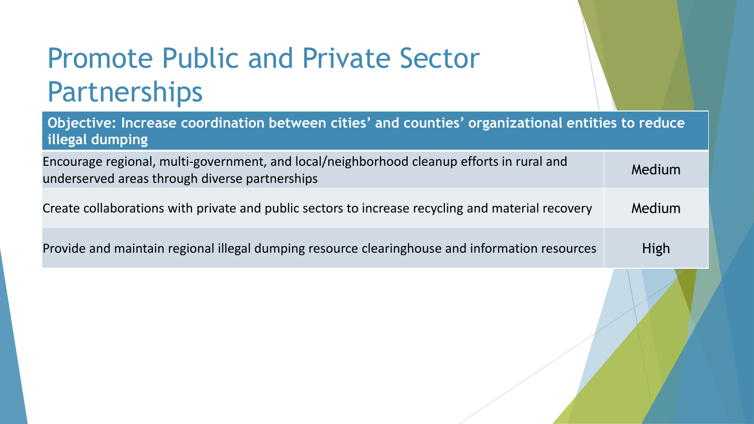# Promote Public and Private Sector Partnerships

| Objective: Increase coordination between cities' and counties' organizational entities to reduce illegal dumping | |
|---|---|
| Encourage regional, multi-government, and local/neighborhood cleanup efforts in rural and underserved areas through diverse partnerships | Medium |
| Create collaborations with private and public sectors to increase recycling and material recovery | Medium |
| Provide and maintain regional illegal dumping resource clearinghouse and information resources | High |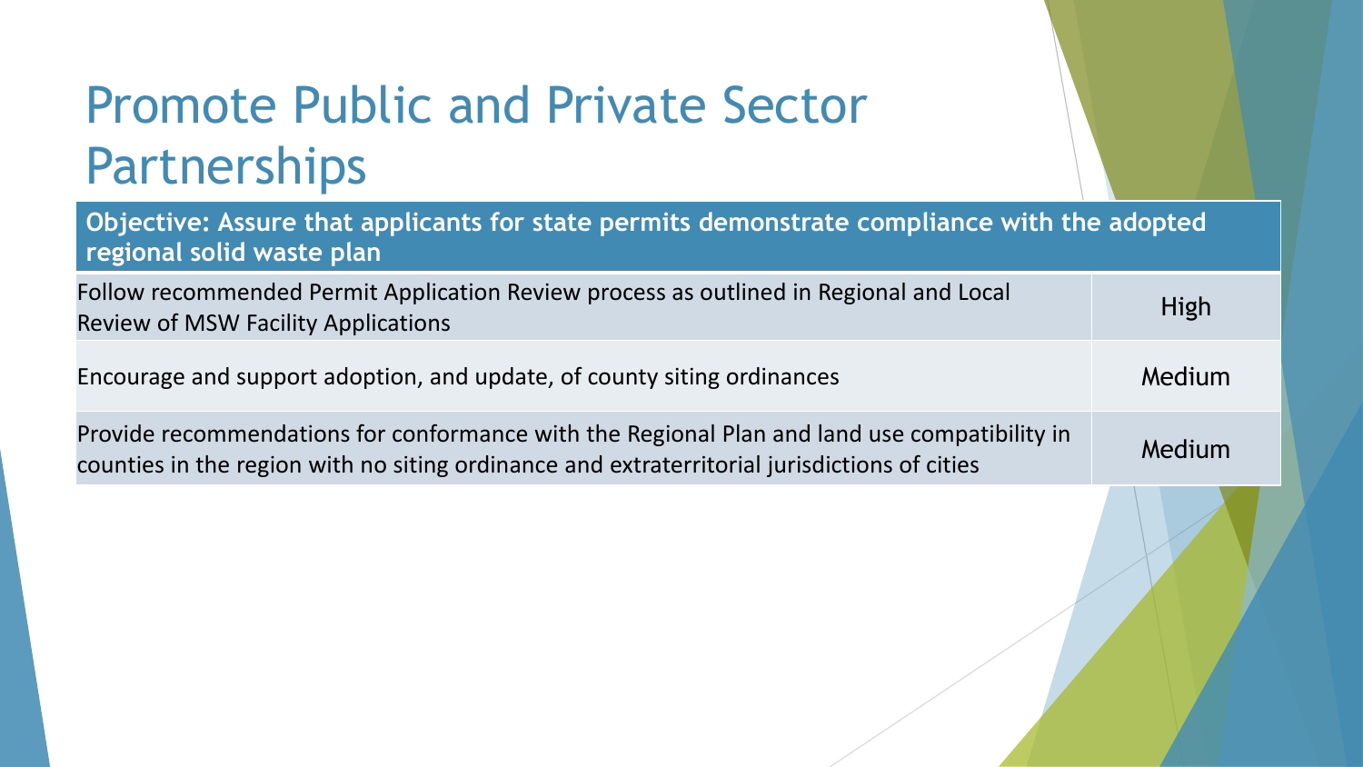# Promote Public and Private Sector Partnerships

| Objective: Assure that applicants for state permits demonstrate compliance with the adopted regional solid waste plan | |
| --- | --- |
| Follow recommended Permit Application Review process as outlined in Regional and Local Review of MSW Facility Applications | High |
| Encourage and support adoption, and update, of county siting ordinances | Medium |
| Provide recommendations for conformance with the Regional Plan and land use compatibility in counties in the region with no siting ordinance and extraterritorial jurisdictions of cities | Medium |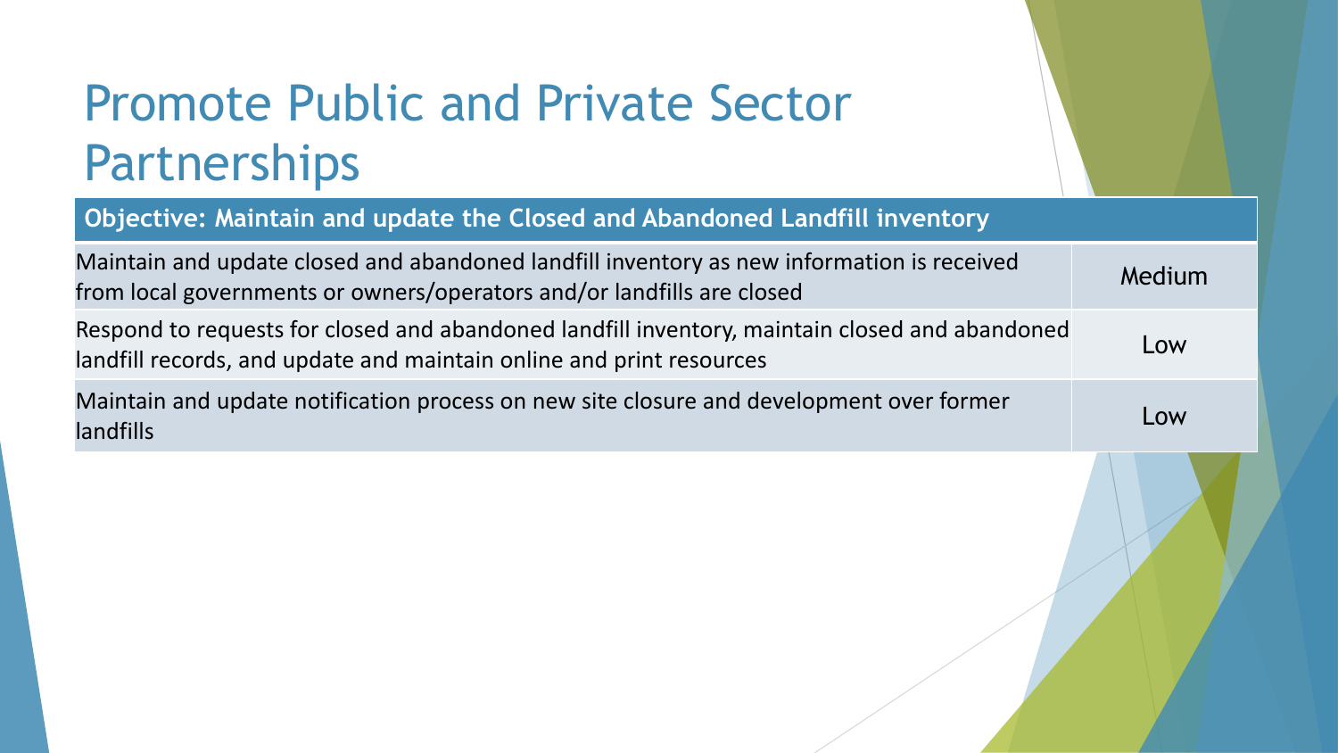# Promote Public and Private Sector Partnerships

| Objective: Maintain and update the Closed and Abandoned Landfill inventory | |
|---|---|
| Maintain and update closed and abandoned landfill inventory as new information is received from local governments or owners/operators and/or landfills are closed | Medium |
| Respond to requests for closed and abandoned landfill inventory, maintain closed and abandoned landfill records, and update and maintain online and print resources | Low |
| Maintain and update notification process on new site closure and development over former landfills | Low |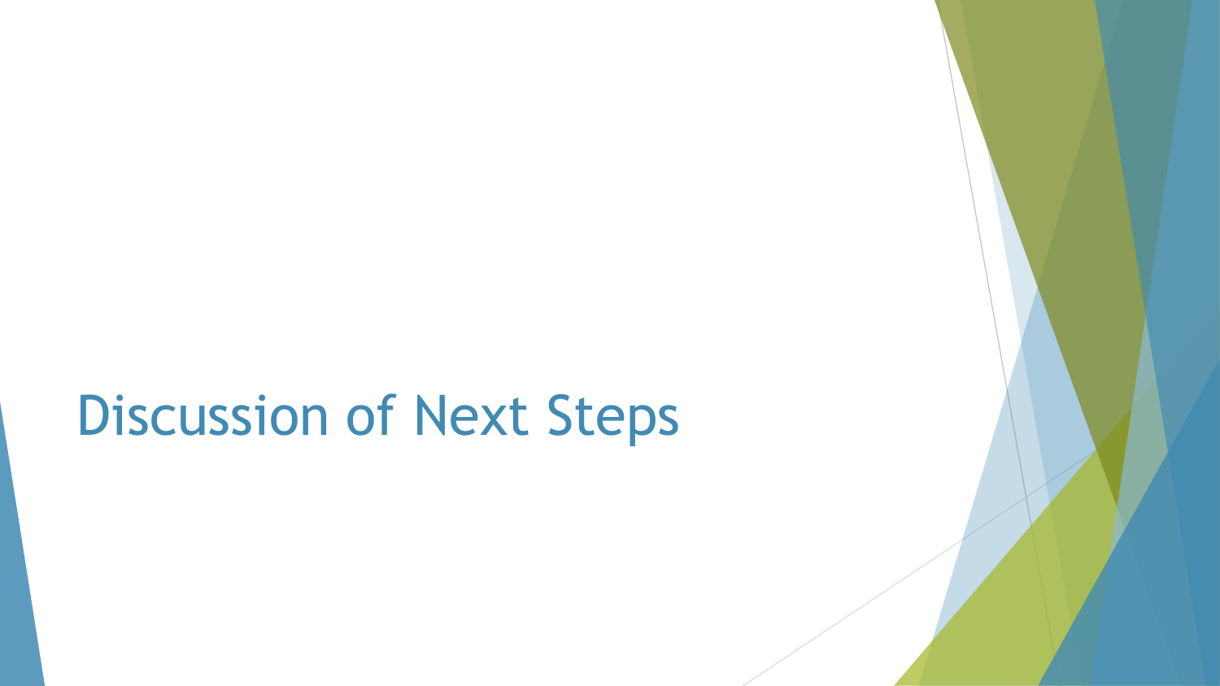# Discussion of Next Steps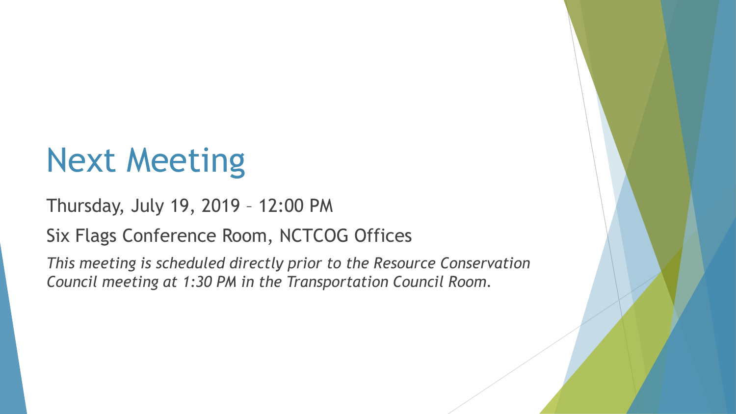# Next Meeting

Thursday, July 19, 2019 – 12:00 PM

Six Flags Conference Room, NCTCOG Offices

*This meeting is scheduled directly prior to the Resource Conservation Council meeting at 1:30 PM in the Transportation Council Room.*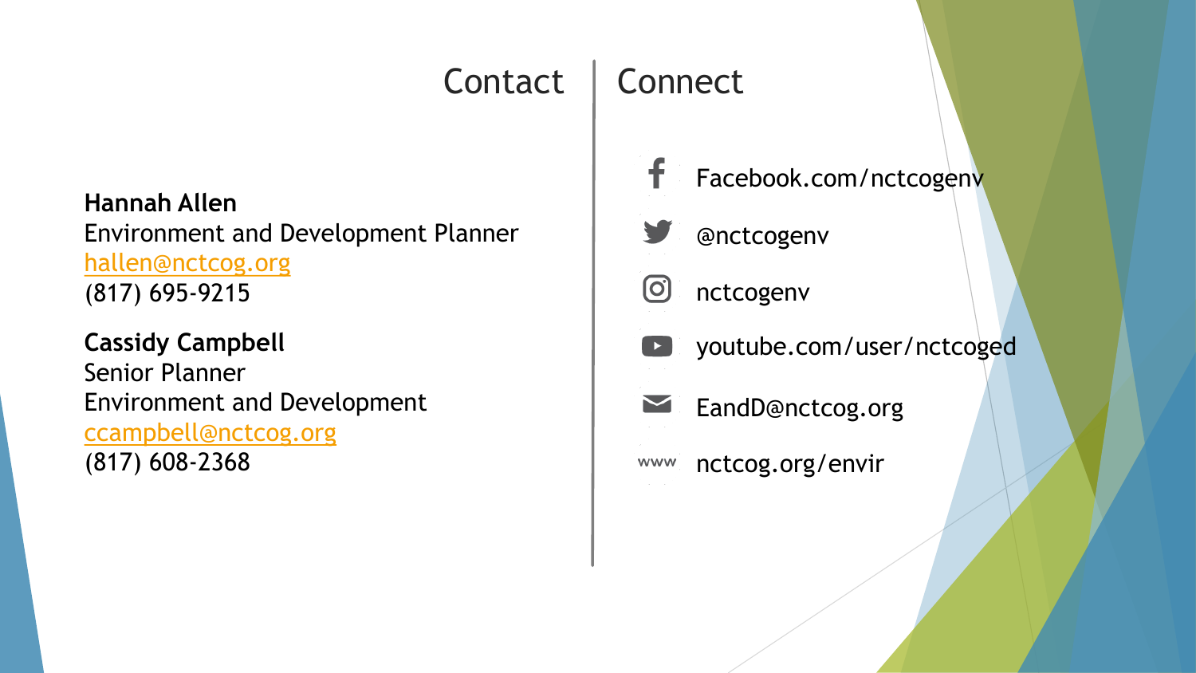## Contact

**Hannah Allen**
Environment and Development Planner
hallen@nctcog.org
(817) 695-9215

**Cassidy Campbell**
Senior Planner
Environment and Development
ccampbell@nctcog.org
(817) 608-2368

## Connect

- Facebook.com/nctcogenv
- @nctcogenv
- nctcogenv
- youtube.com/user/nctcoged
- EandD@nctcog.org
- www nctcog.org/envir